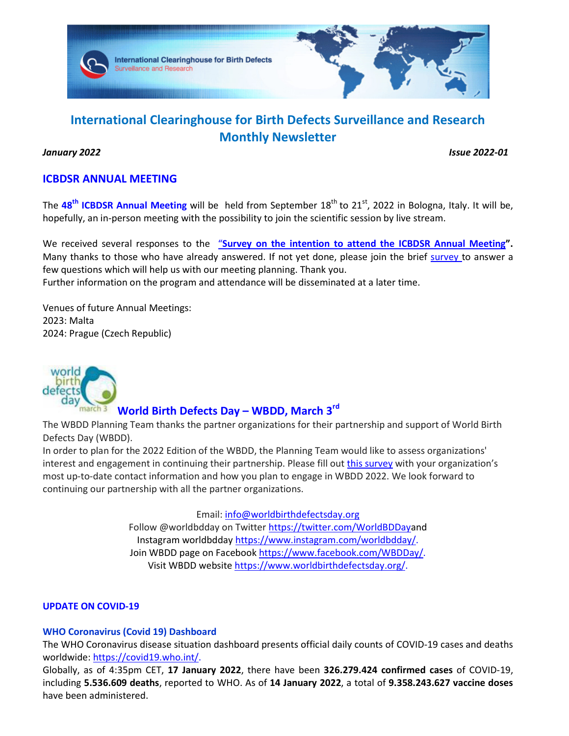# International Clearinghouse for Birth Defects Surveillance and Research Monthly Newsletter

*January 2022* *Issue 2022-01*

## ICBDSR ANNUAL MEETING

The **48th ICBDSR Annual Meeting** will be held from September 18th to 21st, 2022 in Bologna, Italy. It will be, hopefully, an in-person meeting with the possibility to join the scientific session by live stream.

We received several responses to the **"Survey on the intention to attend the ICBDSR Annual Meeting".** Many thanks to those who have already answered. If not yet done, please join the brief survey to answer a few questions which will help us with our meeting planning. Thank you.
Further information on the program and attendance will be disseminated at a later time.

Venues of future Annual Meetings:
2023: Malta
2024: Prague (Czech Republic)

## World Birth Defects Day – WBDD, March 3rd

The WBDD Planning Team thanks the partner organizations for their partnership and support of World Birth Defects Day (WBDD).
In order to plan for the 2022 Edition of the WBDD, the Planning Team would like to assess organizations' interest and engagement in continuing their partnership. Please fill out this survey with your organization's most up-to-date contact information and how you plan to engage in WBDD 2022. We look forward to continuing our partnership with all the partner organizations.

Email: info@worldbirthdefectsday.org
Follow @worldbdday on Twitter https://twitter.com/WorldBDDayand
Instagram worldbdday https://www.instagram.com/worldbdday/.
Join WBDD page on Facebook https://www.facebook.com/WBDDay/.
Visit WBDD website https://www.worldbirthdefectsday.org/.

## UPDATE ON COVID-19

### WHO Coronavirus (Covid 19) Dashboard

The WHO Coronavirus disease situation dashboard presents official daily counts of COVID-19 cases and deaths worldwide: https://covid19.who.int/.
Globally, as of 4:35pm CET, **17 January 2022**, there have been **326.279.424 confirmed cases** of COVID-19, including **5.536.609 deaths**, reported to WHO. As of **14 January 2022**, a total of **9.358.243.627 vaccine doses** have been administered.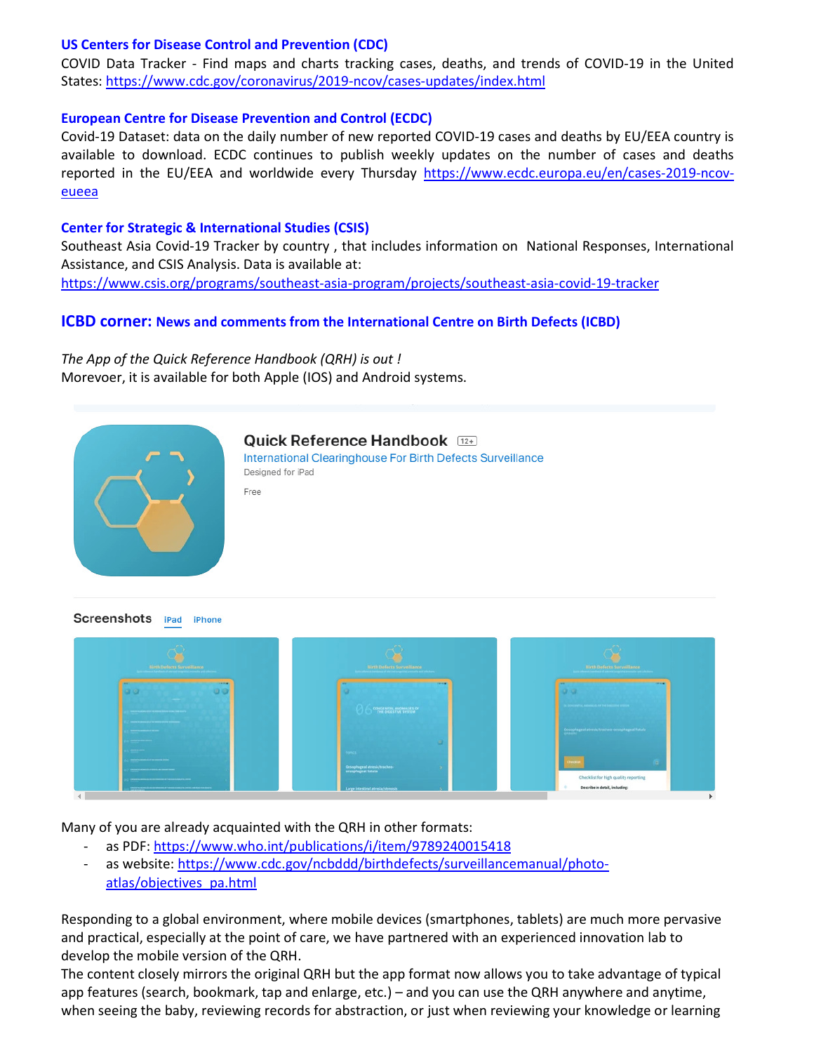**US Centers for Disease Control and Prevention (CDC)**

COVID Data Tracker - Find maps and charts tracking cases, deaths, and trends of COVID-19 in the United States: https://www.cdc.gov/coronavirus/2019-ncov/cases-updates/index.html

**European Centre for Disease Prevention and Control (ECDC)**

Covid-19 Dataset: data on the daily number of new reported COVID-19 cases and deaths by EU/EEA country is available to download. ECDC continues to publish weekly updates on the number of cases and deaths reported in the EU/EEA and worldwide every Thursday https://www.ecdc.europa.eu/en/cases-2019-ncov-eueea

**Center for Strategic & International Studies (CSIS)**

Southeast Asia Covid-19 Tracker by country , that includes information on National Responses, International Assistance, and CSIS Analysis. Data is available at:
https://www.csis.org/programs/southeast-asia-program/projects/southeast-asia-covid-19-tracker

## ICBD corner: News and comments from the International Centre on Birth Defects (ICBD)

*The App of the Quick Reference Handbook (QRH) is out !*
Morevoer, it is available for both Apple (IOS) and Android systems.

Quick Reference Handbook 12+
International Clearinghouse For Birth Defects Surveillance
Designed for iPad
Free

Screenshots iPad iPhone

Many of you are already acquainted with the QRH in other formats:

- as PDF: https://www.who.int/publications/i/item/9789240015418
- as website: https://www.cdc.gov/ncbddd/birthdefects/surveillancemanual/photo-atlas/objectives_pa.html

Responding to a global environment, where mobile devices (smartphones, tablets) are much more pervasive and practical, especially at the point of care, we have partnered with an experienced innovation lab to develop the mobile version of the QRH.
The content closely mirrors the original QRH but the app format now allows you to take advantage of typical app features (search, bookmark, tap and enlarge, etc.) – and you can use the QRH anywhere and anytime, when seeing the baby, reviewing records for abstraction, or just when reviewing your knowledge or learning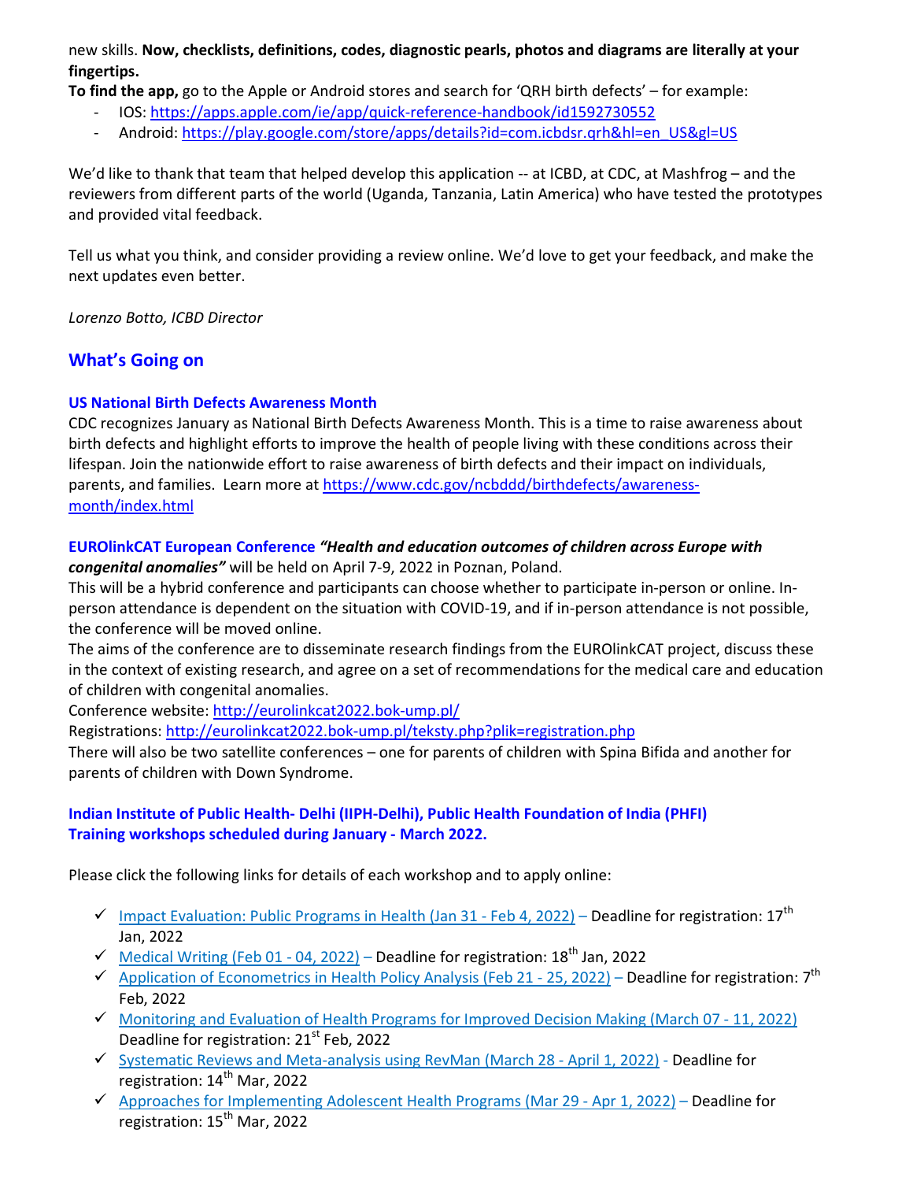new skills. **Now, checklists, definitions, codes, diagnostic pearls, photos and diagrams are literally at your fingertips.**

**To find the app,** go to the Apple or Android stores and search for 'QRH birth defects' – for example:

- IOS: https://apps.apple.com/ie/app/quick-reference-handbook/id1592730552
- Android: https://play.google.com/store/apps/details?id=com.icbdsr.qrh&hl=en_US&gl=US

We'd like to thank that team that helped develop this application -- at ICBD, at CDC, at Mashfrog – and the reviewers from different parts of the world (Uganda, Tanzania, Latin America) who have tested the prototypes and provided vital feedback.

Tell us what you think, and consider providing a review online. We'd love to get your feedback, and make the next updates even better.

*Lorenzo Botto, ICBD Director*

## What's Going on

### US National Birth Defects Awareness Month

CDC recognizes January as National Birth Defects Awareness Month. This is a time to raise awareness about birth defects and highlight efforts to improve the health of people living with these conditions across their lifespan. Join the nationwide effort to raise awareness of birth defects and their impact on individuals, parents, and families. Learn more at https://www.cdc.gov/ncbddd/birthdefects/awareness-month/index.html

**EUROlinkCAT European Conference** ***"Health and education outcomes of children across Europe with congenital anomalies"*** will be held on April 7-9, 2022 in Poznan, Poland.

This will be a hybrid conference and participants can choose whether to participate in-person or online. In-person attendance is dependent on the situation with COVID-19, and if in-person attendance is not possible, the conference will be moved online.

The aims of the conference are to disseminate research findings from the EUROlinkCAT project, discuss these in the context of existing research, and agree on a set of recommendations for the medical care and education of children with congenital anomalies.

Conference website: http://eurolinkcat2022.bok-ump.pl/

Registrations: http://eurolinkcat2022.bok-ump.pl/teksty.php?plik=registration.php

There will also be two satellite conferences – one for parents of children with Spina Bifida and another for parents of children with Down Syndrome.

### Indian Institute of Public Health- Delhi (IIPH-Delhi), Public Health Foundation of India (PHFI) Training workshops scheduled during January - March 2022.

Please click the following links for details of each workshop and to apply online:

- ✓ Impact Evaluation: Public Programs in Health (Jan 31 - Feb 4, 2022) – Deadline for registration: 17th Jan, 2022
- ✓ Medical Writing (Feb 01 - 04, 2022) – Deadline for registration: 18th Jan, 2022
- ✓ Application of Econometrics in Health Policy Analysis (Feb 21 - 25, 2022) – Deadline for registration: 7th Feb, 2022
- ✓ Monitoring and Evaluation of Health Programs for Improved Decision Making (March 07 - 11, 2022) Deadline for registration: 21st Feb, 2022
- ✓ Systematic Reviews and Meta-analysis using RevMan (March 28 - April 1, 2022) - Deadline for registration: 14th Mar, 2022
- ✓ Approaches for Implementing Adolescent Health Programs (Mar 29 - Apr 1, 2022) – Deadline for registration: 15th Mar, 2022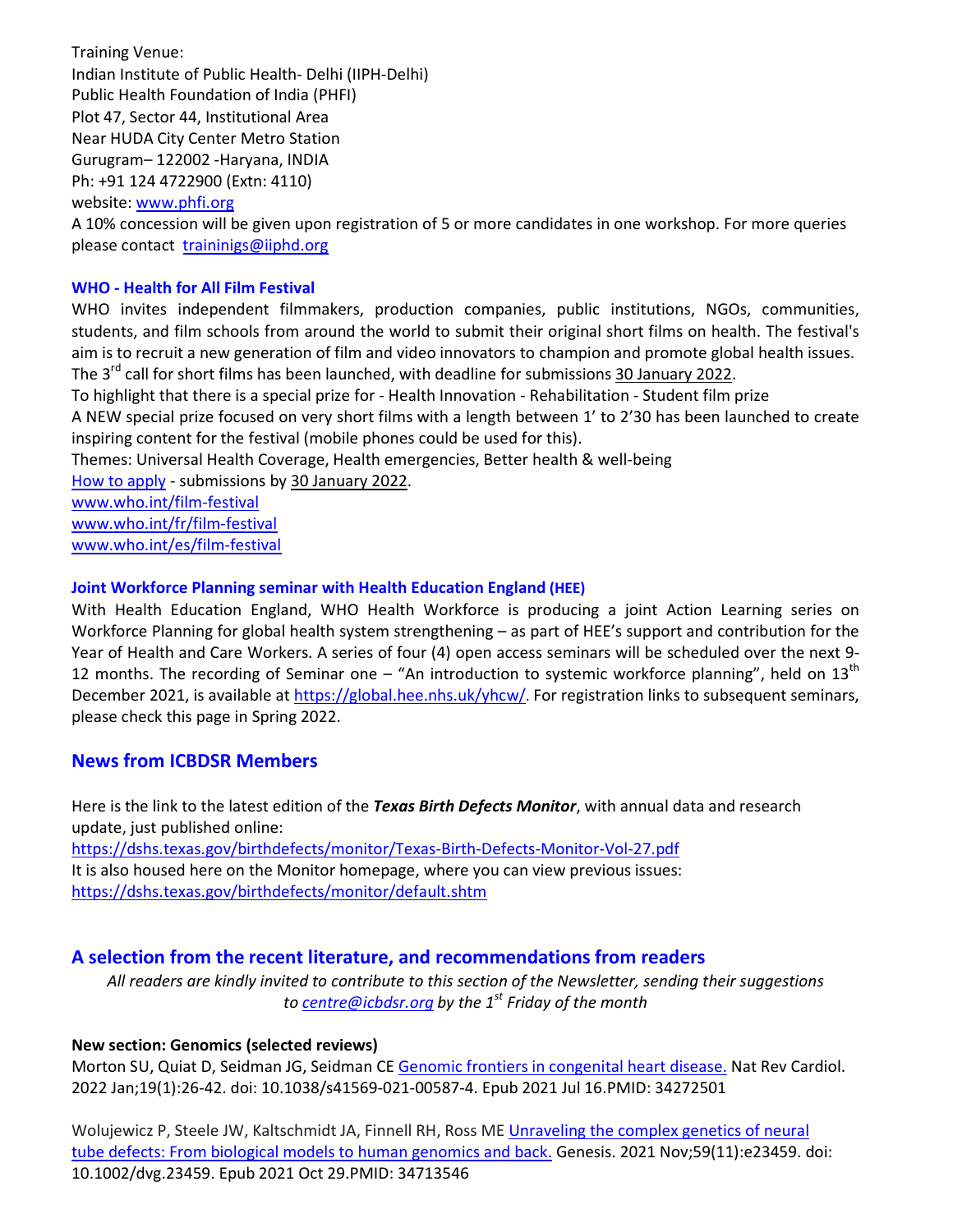Training Venue:
Indian Institute of Public Health- Delhi (IIPH-Delhi)
Public Health Foundation of India (PHFI)
Plot 47, Sector 44, Institutional Area
Near HUDA City Center Metro Station
Gurugram– 122002 -Haryana, INDIA
Ph: +91 124 4722900 (Extn: 4110)
website: [www.phfi.org](www.phfi.org)
A 10% concession will be given upon registration of 5 or more candidates in one workshop. For more queries please contact [traininigs@iiphd.org](mailto:traininigs@iiphd.org)

### WHO - Health for All Film Festival

WHO invites independent filmmakers, production companies, public institutions, NGOs, communities, students, and film schools from around the world to submit their original short films on health. The festival's aim is to recruit a new generation of film and video innovators to champion and promote global health issues. The 3rd call for short films has been launched, with deadline for submissions 30 January 2022.
To highlight that there is a special prize for - Health Innovation - Rehabilitation - Student film prize
A NEW special prize focused on very short films with a length between 1' to 2'30 has been launched to create inspiring content for the festival (mobile phones could be used for this).
Themes: Universal Health Coverage, Health emergencies, Better health & well-being
How to apply - submissions by 30 January 2022.
[www.who.int/film-festival](www.who.int/film-festival)
[www.who.int/fr/film-festival](www.who.int/fr/film-festival)
[www.who.int/es/film-festival](www.who.int/es/film-festival)

### Joint Workforce Planning seminar with Health Education England (HEE)

With Health Education England, WHO Health Workforce is producing a joint Action Learning series on Workforce Planning for global health system strengthening – as part of HEE's support and contribution for the Year of Health and Care Workers. A series of four (4) open access seminars will be scheduled over the next 9-12 months. The recording of Seminar one – "An introduction to systemic workforce planning", held on 13th December 2021, is available at [https://global.hee.nhs.uk/yhcw/](https://global.hee.nhs.uk/yhcw/). For registration links to subsequent seminars, please check this page in Spring 2022.

## News from ICBDSR Members

Here is the link to the latest edition of the ***Texas Birth Defects Monitor***, with annual data and research update, just published online:
[https://dshs.texas.gov/birthdefects/monitor/Texas-Birth-Defects-Monitor-Vol-27.pdf](https://dshs.texas.gov/birthdefects/monitor/Texas-Birth-Defects-Monitor-Vol-27.pdf)
It is also housed here on the Monitor homepage, where you can view previous issues:
[https://dshs.texas.gov/birthdefects/monitor/default.shtm](https://dshs.texas.gov/birthdefects/monitor/default.shtm)

## A selection from the recent literature, and recommendations from readers

*All readers are kindly invited to contribute to this section of the Newsletter, sending their suggestions to [centre@icbdsr.org](mailto:centre@icbdsr.org) by the 1st Friday of the month*

**New section: Genomics (selected reviews)**

Morton SU, Quiat D, Seidman JG, Seidman CE Genomic frontiers in congenital heart disease. Nat Rev Cardiol. 2022 Jan;19(1):26-42. doi: 10.1038/s41569-021-00587-4. Epub 2021 Jul 16.PMID: 34272501

Wolujewicz P, Steele JW, Kaltschmidt JA, Finnell RH, Ross ME Unraveling the complex genetics of neural tube defects: From biological models to human genomics and back. Genesis. 2021 Nov;59(11):e23459. doi: 10.1002/dvg.23459. Epub 2021 Oct 29.PMID: 34713546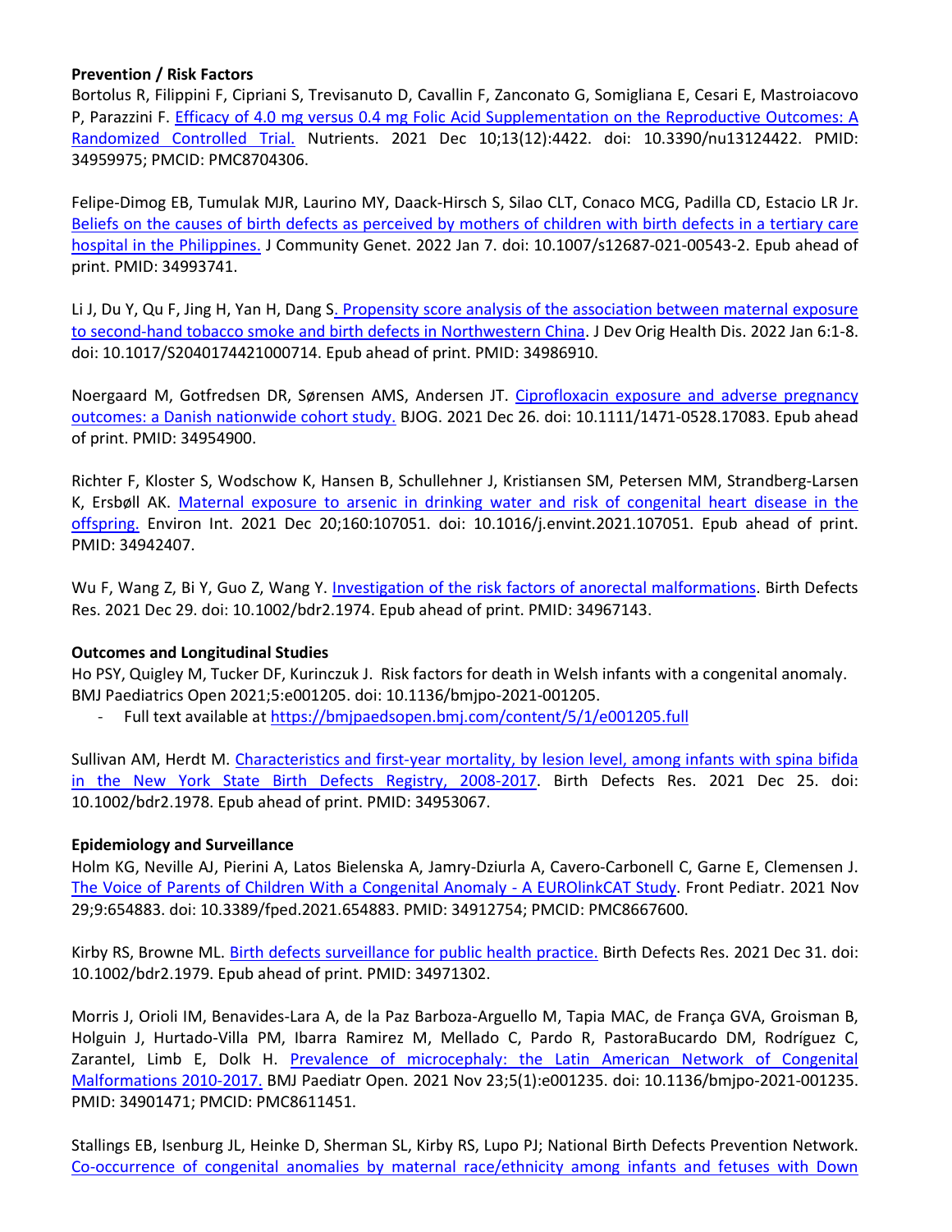**Prevention / Risk Factors**

Bortolus R, Filippini F, Cipriani S, Trevisanuto D, Cavallin F, Zanconato G, Somigliana E, Cesari E, Mastroiacovo P, Parazzini F. Efficacy of 4.0 mg versus 0.4 mg Folic Acid Supplementation on the Reproductive Outcomes: A Randomized Controlled Trial. Nutrients. 2021 Dec 10;13(12):4422. doi: 10.3390/nu13124422. PMID: 34959975; PMCID: PMC8704306.

Felipe-Dimog EB, Tumulak MJR, Laurino MY, Daack-Hirsch S, Silao CLT, Conaco MCG, Padilla CD, Estacio LR Jr. Beliefs on the causes of birth defects as perceived by mothers of children with birth defects in a tertiary care hospital in the Philippines. J Community Genet. 2022 Jan 7. doi: 10.1007/s12687-021-00543-2. Epub ahead of print. PMID: 34993741.

Li J, Du Y, Qu F, Jing H, Yan H, Dang S. Propensity score analysis of the association between maternal exposure to second-hand tobacco smoke and birth defects in Northwestern China. J Dev Orig Health Dis. 2022 Jan 6:1-8. doi: 10.1017/S2040174421000714. Epub ahead of print. PMID: 34986910.

Noergaard M, Gotfredsen DR, Sørensen AMS, Andersen JT. Ciprofloxacin exposure and adverse pregnancy outcomes: a Danish nationwide cohort study. BJOG. 2021 Dec 26. doi: 10.1111/1471-0528.17083. Epub ahead of print. PMID: 34954900.

Richter F, Kloster S, Wodschow K, Hansen B, Schullehner J, Kristiansen SM, Petersen MM, Strandberg-Larsen K, Ersbøll AK. Maternal exposure to arsenic in drinking water and risk of congenital heart disease in the offspring. Environ Int. 2021 Dec 20;160:107051. doi: 10.1016/j.envint.2021.107051. Epub ahead of print. PMID: 34942407.

Wu F, Wang Z, Bi Y, Guo Z, Wang Y. Investigation of the risk factors of anorectal malformations. Birth Defects Res. 2021 Dec 29. doi: 10.1002/bdr2.1974. Epub ahead of print. PMID: 34967143.

**Outcomes and Longitudinal Studies**

Ho PSY, Quigley M, Tucker DF, Kurinczuk J. Risk factors for death in Welsh infants with a congenital anomaly. BMJ Paediatrics Open 2021;5:e001205. doi: 10.1136/bmjpo-2021-001205.

- Full text available at https://bmjpaedsopen.bmj.com/content/5/1/e001205.full

Sullivan AM, Herdt M. Characteristics and first-year mortality, by lesion level, among infants with spina bifida in the New York State Birth Defects Registry, 2008-2017. Birth Defects Res. 2021 Dec 25. doi: 10.1002/bdr2.1978. Epub ahead of print. PMID: 34953067.

**Epidemiology and Surveillance**

Holm KG, Neville AJ, Pierini A, Latos Bielenska A, Jamry-Dziurla A, Cavero-Carbonell C, Garne E, Clemensen J. The Voice of Parents of Children With a Congenital Anomaly - A EUROlinkCAT Study. Front Pediatr. 2021 Nov 29;9:654883. doi: 10.3389/fped.2021.654883. PMID: 34912754; PMCID: PMC8667600.

Kirby RS, Browne ML. Birth defects surveillance for public health practice. Birth Defects Res. 2021 Dec 31. doi: 10.1002/bdr2.1979. Epub ahead of print. PMID: 34971302.

Morris J, Orioli IM, Benavides-Lara A, de la Paz Barboza-Arguello M, Tapia MAC, de França GVA, Groisman B, Holguin J, Hurtado-Villa PM, Ibarra Ramirez M, Mellado C, Pardo R, PastoraBucardo DM, Rodríguez C, ZaranteI, Limb E, Dolk H. Prevalence of microcephaly: the Latin American Network of Congenital Malformations 2010-2017. BMJ Paediatr Open. 2021 Nov 23;5(1):e001235. doi: 10.1136/bmjpo-2021-001235. PMID: 34901471; PMCID: PMC8611451.

Stallings EB, Isenburg JL, Heinke D, Sherman SL, Kirby RS, Lupo PJ; National Birth Defects Prevention Network. Co-occurrence of congenital anomalies by maternal race/ethnicity among infants and fetuses with Down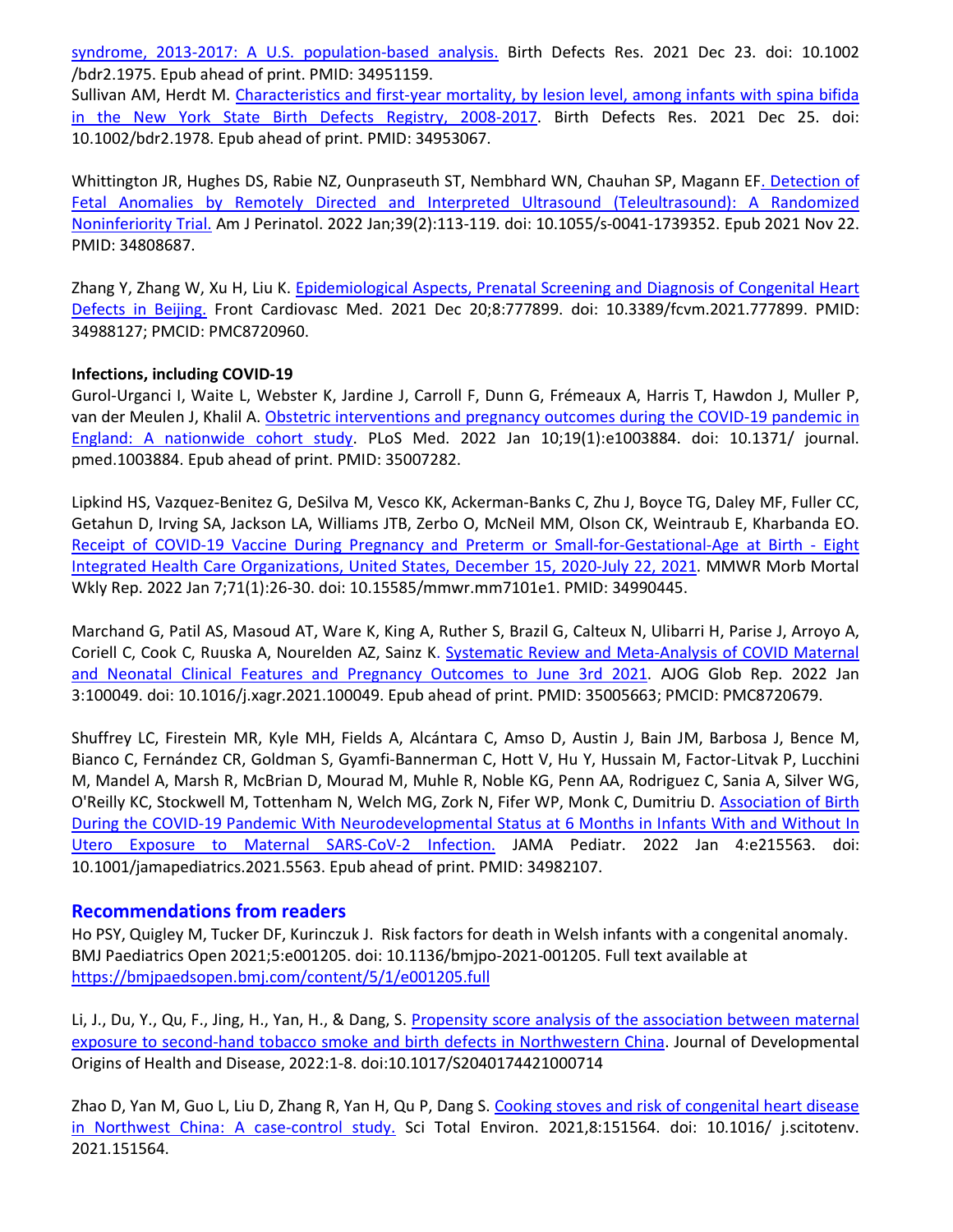syndrome, 2013-2017: A U.S. population-based analysis. Birth Defects Res. 2021 Dec 23. doi: 10.1002 /bdr2.1975. Epub ahead of print. PMID: 34951159.
Sullivan AM, Herdt M. Characteristics and first-year mortality, by lesion level, among infants with spina bifida in the New York State Birth Defects Registry, 2008-2017. Birth Defects Res. 2021 Dec 25. doi: 10.1002/bdr2.1978. Epub ahead of print. PMID: 34953067.

Whittington JR, Hughes DS, Rabie NZ, Ounpraseuth ST, Nembhard WN, Chauhan SP, Magann EF. Detection of Fetal Anomalies by Remotely Directed and Interpreted Ultrasound (Teleultrasound): A Randomized Noninferiority Trial. Am J Perinatol. 2022 Jan;39(2):113-119. doi: 10.1055/s-0041-1739352. Epub 2021 Nov 22. PMID: 34808687.

Zhang Y, Zhang W, Xu H, Liu K. Epidemiological Aspects, Prenatal Screening and Diagnosis of Congenital Heart Defects in Beijing. Front Cardiovasc Med. 2021 Dec 20;8:777899. doi: 10.3389/fcvm.2021.777899. PMID: 34988127; PMCID: PMC8720960.

**Infections, including COVID-19**

Gurol-Urganci I, Waite L, Webster K, Jardine J, Carroll F, Dunn G, Frémeaux A, Harris T, Hawdon J, Muller P, van der Meulen J, Khalil A. Obstetric interventions and pregnancy outcomes during the COVID-19 pandemic in England: A nationwide cohort study. PLoS Med. 2022 Jan 10;19(1):e1003884. doi: 10.1371/ journal. pmed.1003884. Epub ahead of print. PMID: 35007282.

Lipkind HS, Vazquez-Benitez G, DeSilva M, Vesco KK, Ackerman-Banks C, Zhu J, Boyce TG, Daley MF, Fuller CC, Getahun D, Irving SA, Jackson LA, Williams JTB, Zerbo O, McNeil MM, Olson CK, Weintraub E, Kharbanda EO. Receipt of COVID-19 Vaccine During Pregnancy and Preterm or Small-for-Gestational-Age at Birth - Eight Integrated Health Care Organizations, United States, December 15, 2020-July 22, 2021. MMWR Morb Mortal Wkly Rep. 2022 Jan 7;71(1):26-30. doi: 10.15585/mmwr.mm7101e1. PMID: 34990445.

Marchand G, Patil AS, Masoud AT, Ware K, King A, Ruther S, Brazil G, Calteux N, Ulibarri H, Parise J, Arroyo A, Coriell C, Cook C, Ruuska A, Nourelden AZ, Sainz K. Systematic Review and Meta-Analysis of COVID Maternal and Neonatal Clinical Features and Pregnancy Outcomes to June 3rd 2021. AJOG Glob Rep. 2022 Jan 3:100049. doi: 10.1016/j.xagr.2021.100049. Epub ahead of print. PMID: 35005663; PMCID: PMC8720679.

Shuffrey LC, Firestein MR, Kyle MH, Fields A, Alcántara C, Amso D, Austin J, Bain JM, Barbosa J, Bence M, Bianco C, Fernández CR, Goldman S, Gyamfi-Bannerman C, Hott V, Hu Y, Hussain M, Factor-Litvak P, Lucchini M, Mandel A, Marsh R, McBrian D, Mourad M, Muhle R, Noble KG, Penn AA, Rodriguez C, Sania A, Silver WG, O'Reilly KC, Stockwell M, Tottenham N, Welch MG, Zork N, Fifer WP, Monk C, Dumitriu D. Association of Birth During the COVID-19 Pandemic With Neurodevelopmental Status at 6 Months in Infants With and Without In Utero Exposure to Maternal SARS-CoV-2 Infection. JAMA Pediatr. 2022 Jan 4:e215563. doi: 10.1001/jamapediatrics.2021.5563. Epub ahead of print. PMID: 34982107.

## Recommendations from readers

Ho PSY, Quigley M, Tucker DF, Kurinczuk J. Risk factors for death in Welsh infants with a congenital anomaly. BMJ Paediatrics Open 2021;5:e001205. doi: 10.1136/bmjpo-2021-001205. Full text available at https://bmjpaedsopen.bmj.com/content/5/1/e001205.full

Li, J., Du, Y., Qu, F., Jing, H., Yan, H., & Dang, S. Propensity score analysis of the association between maternal exposure to second-hand tobacco smoke and birth defects in Northwestern China. Journal of Developmental Origins of Health and Disease, 2022:1-8. doi:10.1017/S2040174421000714

Zhao D, Yan M, Guo L, Liu D, Zhang R, Yan H, Qu P, Dang S. Cooking stoves and risk of congenital heart disease in Northwest China: A case-control study. Sci Total Environ. 2021,8:151564. doi: 10.1016/ j.scitotenv. 2021.151564.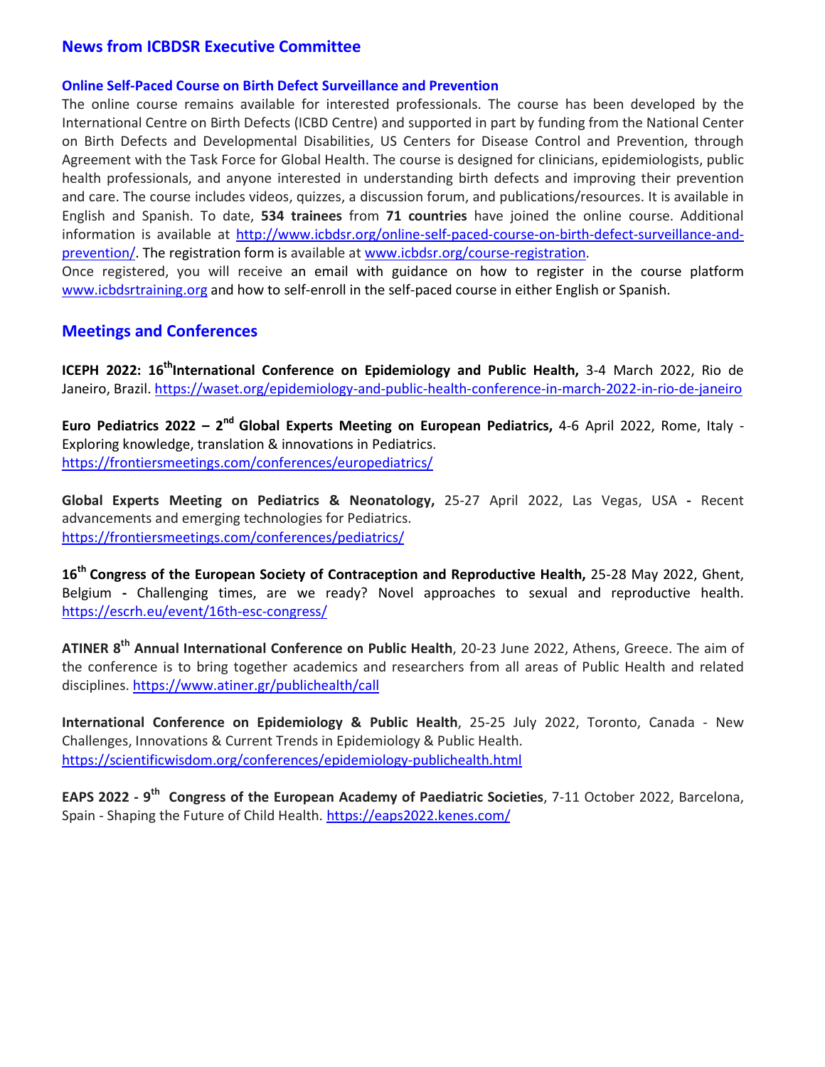## News from ICBDSR Executive Committee

### Online Self-Paced Course on Birth Defect Surveillance and Prevention

The online course remains available for interested professionals. The course has been developed by the International Centre on Birth Defects (ICBD Centre) and supported in part by funding from the National Center on Birth Defects and Developmental Disabilities, US Centers for Disease Control and Prevention, through Agreement with the Task Force for Global Health. The course is designed for clinicians, epidemiologists, public health professionals, and anyone interested in understanding birth defects and improving their prevention and care. The course includes videos, quizzes, a discussion forum, and publications/resources. It is available in English and Spanish. To date, **534 trainees** from **71 countries** have joined the online course. Additional information is available at http://www.icbdsr.org/online-self-paced-course-on-birth-defect-surveillance-and-prevention/. The registration form is available at www.icbdsr.org/course-registration.

Once registered, you will receive an email with guidance on how to register in the course platform www.icbdsrtraining.org and how to self-enroll in the self-paced course in either English or Spanish.

## Meetings and Conferences

**ICEPH 2022: 16th International Conference on Epidemiology and Public Health,** 3-4 March 2022, Rio de Janeiro, Brazil. https://waset.org/epidemiology-and-public-health-conference-in-march-2022-in-rio-de-janeiro

**Euro Pediatrics 2022 – 2nd Global Experts Meeting on European Pediatrics,** 4-6 April 2022, Rome, Italy - Exploring knowledge, translation & innovations in Pediatrics.
https://frontiersmeetings.com/conferences/europediatrics/

**Global Experts Meeting on Pediatrics & Neonatology,** 25-27 April 2022, Las Vegas, USA **-** Recent advancements and emerging technologies for Pediatrics.
https://frontiersmeetings.com/conferences/pediatrics/

**16th Congress of the European Society of Contraception and Reproductive Health,** 25-28 May 2022, Ghent, Belgium **-** Challenging times, are we ready? Novel approaches to sexual and reproductive health. https://escrh.eu/event/16th-esc-congress/

**ATINER 8th Annual International Conference on Public Health**, 20-23 June 2022, Athens, Greece. The aim of the conference is to bring together academics and researchers from all areas of Public Health and related disciplines. https://www.atiner.gr/publichealth/call

**International Conference on Epidemiology & Public Health**, 25-25 July 2022, Toronto, Canada - New Challenges, Innovations & Current Trends in Epidemiology & Public Health.
https://scientificwisdom.org/conferences/epidemiology-publichealth.html

**EAPS 2022 - 9th Congress of the European Academy of Paediatric Societies**, 7-11 October 2022, Barcelona, Spain - Shaping the Future of Child Health. https://eaps2022.kenes.com/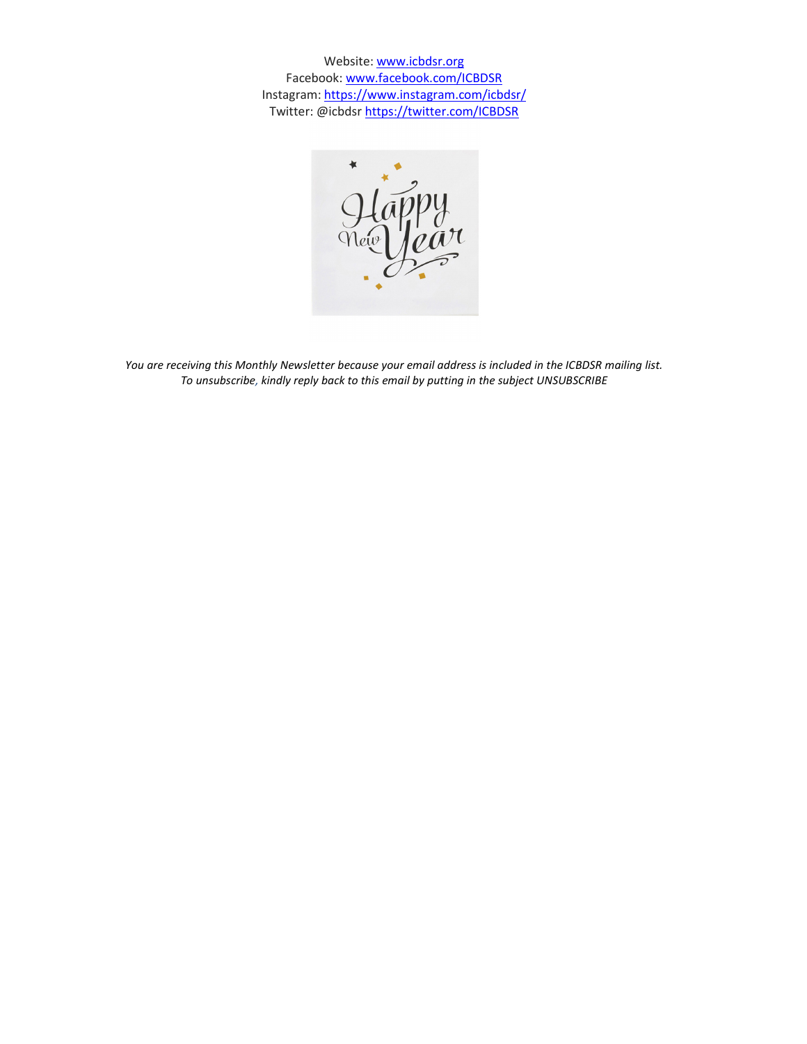Website: www.icbdsr.org
Facebook: www.facebook.com/ICBDSR
Instagram: https://www.instagram.com/icbdsr/
Twitter: @icbdsr https://twitter.com/ICBDSR

*You are receiving this Monthly Newsletter because your email address is included in the ICBDSR mailing list.*
*To unsubscribe, kindly reply back to this email by putting in the subject UNSUBSCRIBE*